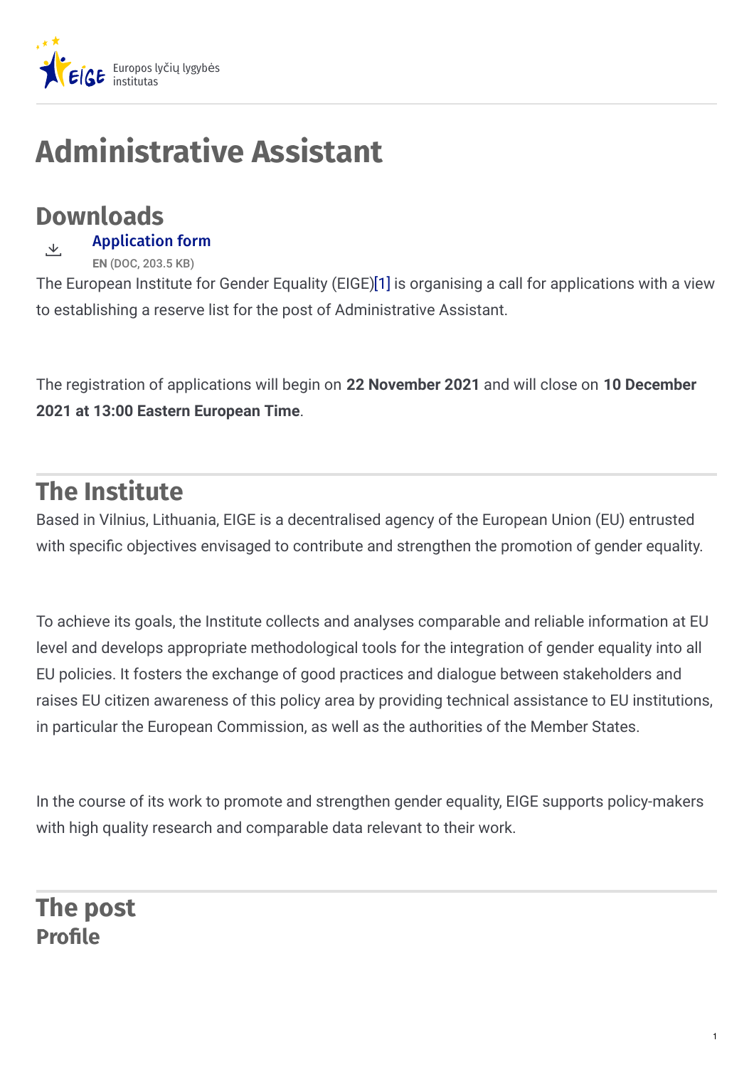Europos lyčių lygybės institutas

# Administrative Assistant

## Downloads

Application form

EN (DOC, 203.5 KB)

The European Institute for Gender Equality (EIGE)[1] is organising a call for applications with a view to establishing a reserve list for the post of Administrative Assistant.

The registration of applications will begin on **22 November 2021** and will close on **10 December 2021 at 13:00 Eastern European Time**.

## The Institute

Based in Vilnius, Lithuania, EIGE is a decentralised agency of the European Union (EU) entrusted with specific objectives envisaged to contribute and strengthen the promotion of gender equality.

To achieve its goals, the Institute collects and analyses comparable and reliable information at EU level and develops appropriate methodological tools for the integration of gender equality into all EU policies. It fosters the exchange of good practices and dialogue between stakeholders and raises EU citizen awareness of this policy area by providing technical assistance to EU institutions, in particular the European Commission, as well as the authorities of the Member States.

In the course of its work to promote and strengthen gender equality, EIGE supports policy-makers with high quality research and comparable data relevant to their work.

## The post

### Profile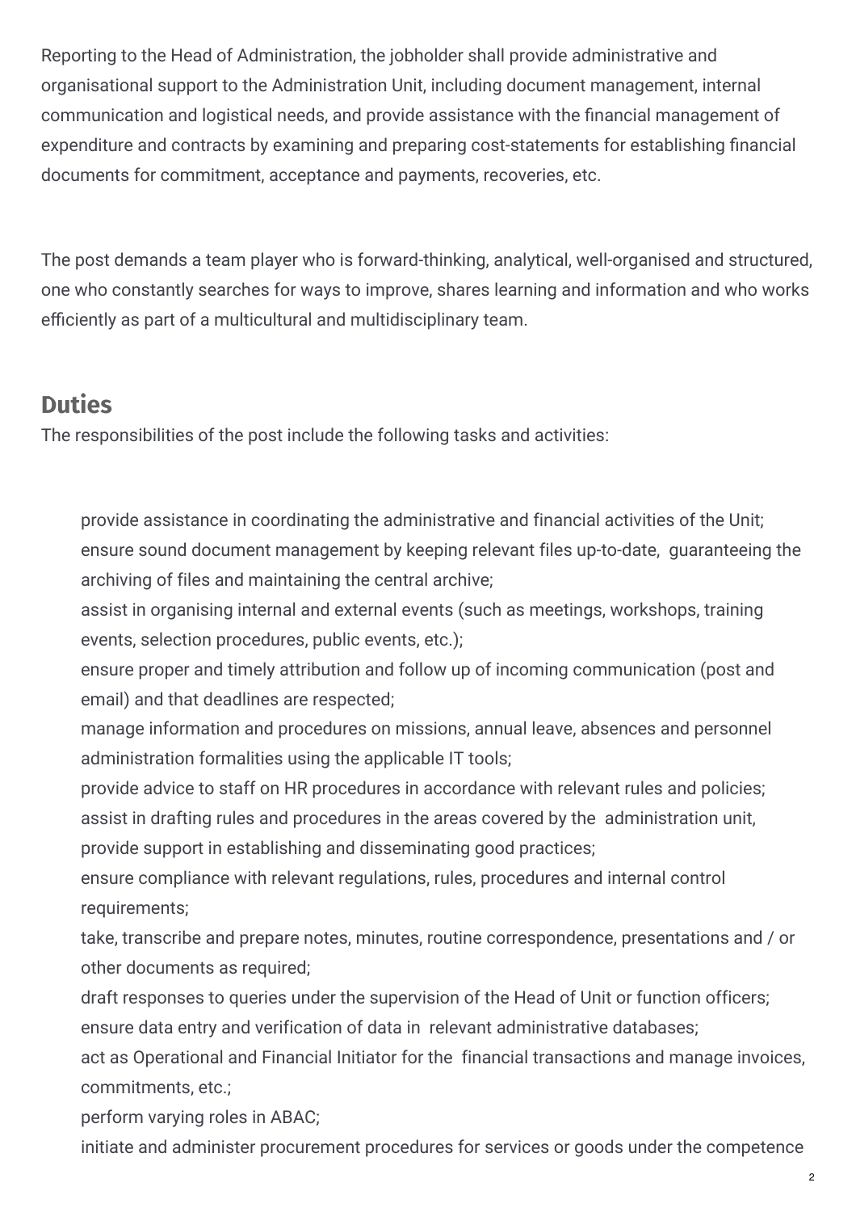Reporting to the Head of Administration, the jobholder shall provide administrative and organisational support to the Administration Unit, including document management, internal communication and logistical needs, and provide assistance with the financial management of expenditure and contracts by examining and preparing cost-statements for establishing financial documents for commitment, acceptance and payments, recoveries, etc.

The post demands a team player who is forward-thinking, analytical, well-organised and structured, one who constantly searches for ways to improve, shares learning and information and who works efficiently as part of a multicultural and multidisciplinary team.

## Duties

The responsibilities of the post include the following tasks and activities:

- provide assistance in coordinating the administrative and financial activities of the Unit;
- ensure sound document management by keeping relevant files up-to-date, guaranteeing the archiving of files and maintaining the central archive;
- assist in organising internal and external events (such as meetings, workshops, training events, selection procedures, public events, etc.);
- ensure proper and timely attribution and follow up of incoming communication (post and email) and that deadlines are respected;
- manage information and procedures on missions, annual leave, absences and personnel administration formalities using the applicable IT tools;
- provide advice to staff on HR procedures in accordance with relevant rules and policies;
- assist in drafting rules and procedures in the areas covered by the administration unit,
- provide support in establishing and disseminating good practices;
- ensure compliance with relevant regulations, rules, procedures and internal control requirements;
- take, transcribe and prepare notes, minutes, routine correspondence, presentations and / or other documents as required;
- draft responses to queries under the supervision of the Head of Unit or function officers;
- ensure data entry and verification of data in relevant administrative databases;
- act as Operational and Financial Initiator for the financial transactions and manage invoices, commitments, etc.;
- perform varying roles in ABAC;
- initiate and administer procurement procedures for services or goods under the competence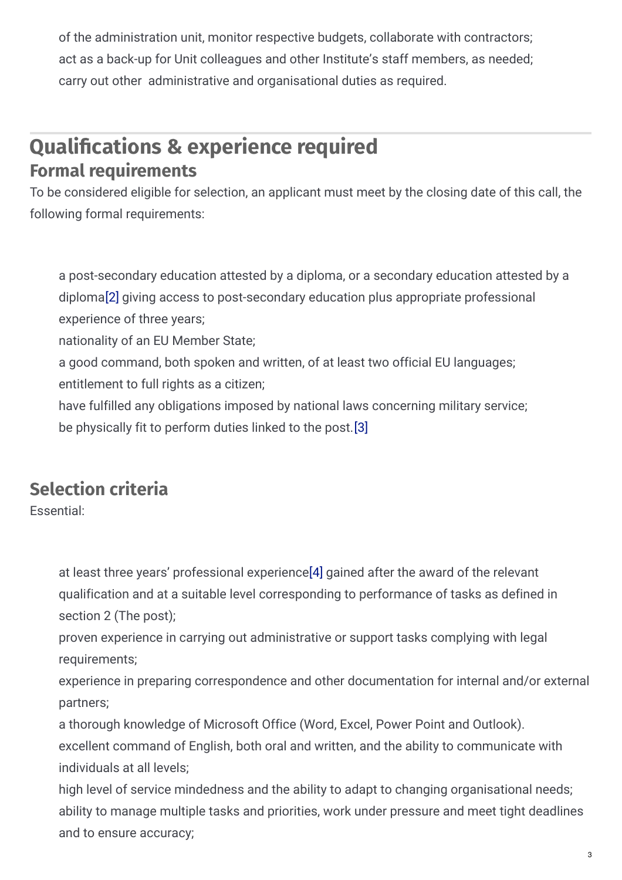- of the administration unit, monitor respective budgets, collaborate with contractors;
- act as a back-up for Unit colleagues and other Institute's staff members, as needed;
- carry out other administrative and organisational duties as required.

## Qualifications & experience required

### Formal requirements

To be considered eligible for selection, an applicant must meet by the closing date of this call, the following formal requirements:

- a post-secondary education attested by a diploma, or a secondary education attested by a diploma[2] giving access to post-secondary education plus appropriate professional experience of three years;
- nationality of an EU Member State;
- a good command, both spoken and written, of at least two official EU languages;
- entitlement to full rights as a citizen;
- have fulfilled any obligations imposed by national laws concerning military service;
- be physically fit to perform duties linked to the post.[3]

### Selection criteria

Essential:

- at least three years' professional experience[4] gained after the award of the relevant qualification and at a suitable level corresponding to performance of tasks as defined in section 2 (The post);
- proven experience in carrying out administrative or support tasks complying with legal requirements;
- experience in preparing correspondence and other documentation for internal and/or external partners;
- a thorough knowledge of Microsoft Office (Word, Excel, Power Point and Outlook).
- excellent command of English, both oral and written, and the ability to communicate with individuals at all levels;
- high level of service mindedness and the ability to adapt to changing organisational needs;
- ability to manage multiple tasks and priorities, work under pressure and meet tight deadlines and to ensure accuracy;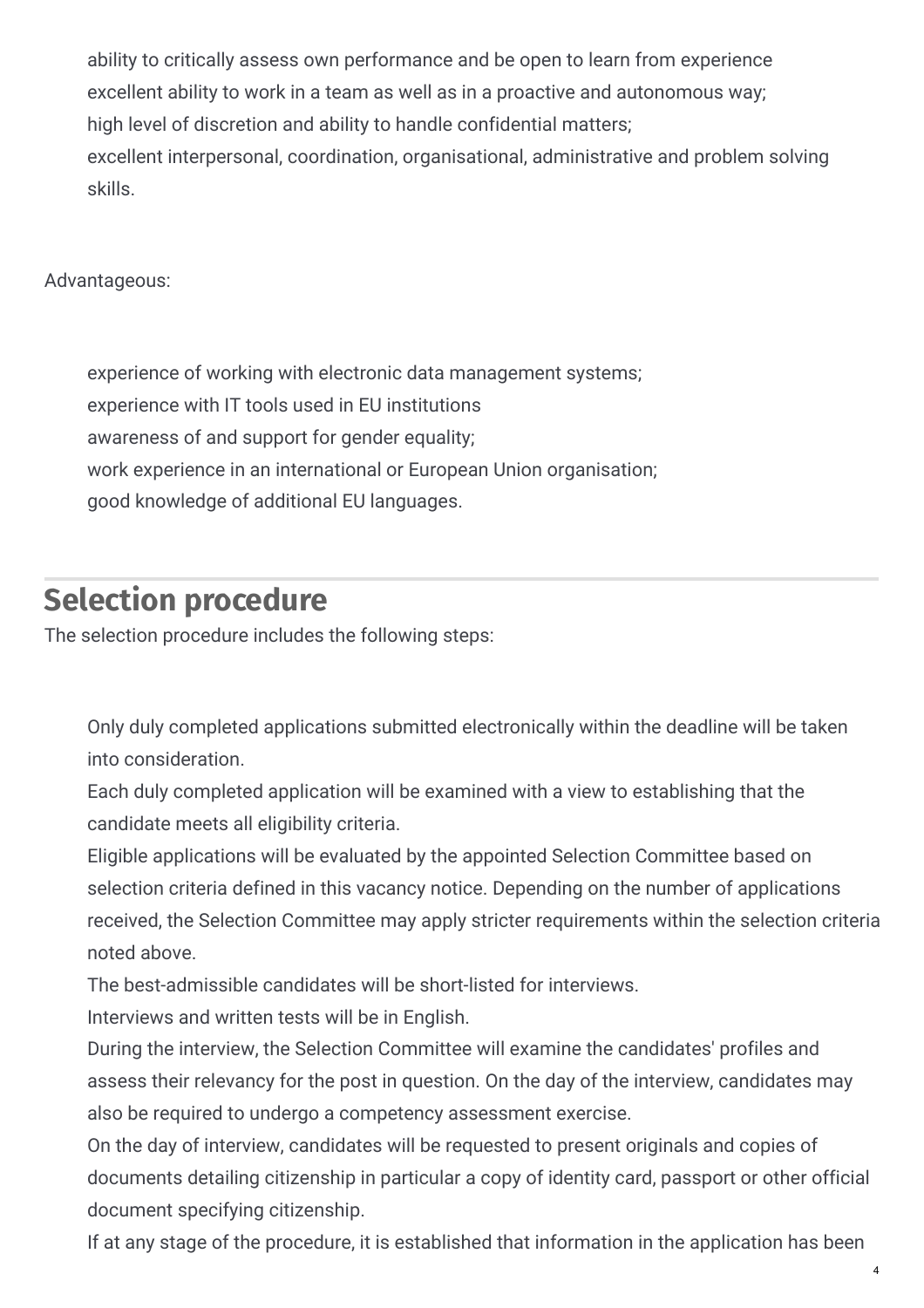- ability to critically assess own performance and be open to learn from experience
- excellent ability to work in a team as well as in a proactive and autonomous way;
- high level of discretion and ability to handle confidential matters;
- excellent interpersonal, coordination, organisational, administrative and problem solving skills.

Advantageous:

- experience of working with electronic data management systems;
- experience with IT tools used in EU institutions
- awareness of and support for gender equality;
- work experience in an international or European Union organisation;
- good knowledge of additional EU languages.

## Selection procedure

The selection procedure includes the following steps:

- Only duly completed applications submitted electronically within the deadline will be taken into consideration.
- Each duly completed application will be examined with a view to establishing that the candidate meets all eligibility criteria.
- Eligible applications will be evaluated by the appointed Selection Committee based on selection criteria defined in this vacancy notice. Depending on the number of applications received, the Selection Committee may apply stricter requirements within the selection criteria noted above.
- The best-admissible candidates will be short-listed for interviews.
- Interviews and written tests will be in English.
- During the interview, the Selection Committee will examine the candidates' profiles and assess their relevancy for the post in question. On the day of the interview, candidates may also be required to undergo a competency assessment exercise.
- On the day of interview, candidates will be requested to present originals and copies of documents detailing citizenship in particular a copy of identity card, passport or other official document specifying citizenship.
- If at any stage of the procedure, it is established that information in the application has been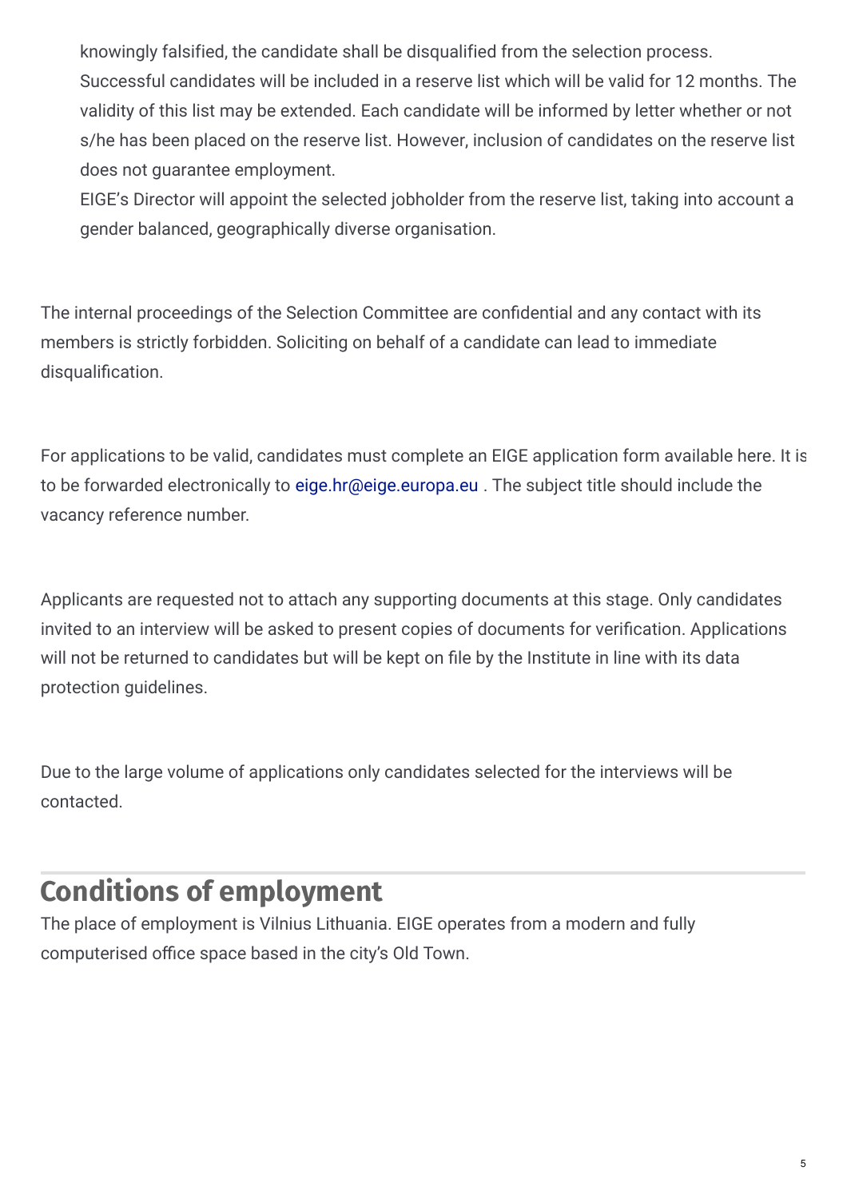knowingly falsified, the candidate shall be disqualified from the selection process.
Successful candidates will be included in a reserve list which will be valid for 12 months. The validity of this list may be extended. Each candidate will be informed by letter whether or not s/he has been placed on the reserve list. However, inclusion of candidates on the reserve list does not guarantee employment.
EIGE's Director will appoint the selected jobholder from the reserve list, taking into account a gender balanced, geographically diverse organisation.

The internal proceedings of the Selection Committee are confidential and any contact with its members is strictly forbidden. Soliciting on behalf of a candidate can lead to immediate disqualification.

For applications to be valid, candidates must complete an EIGE application form available here. It is to be forwarded electronically to eige.hr@eige.europa.eu . The subject title should include the vacancy reference number.

Applicants are requested not to attach any supporting documents at this stage. Only candidates invited to an interview will be asked to present copies of documents for verification. Applications will not be returned to candidates but will be kept on file by the Institute in line with its data protection guidelines.

Due to the large volume of applications only candidates selected for the interviews will be contacted.

## Conditions of employment

The place of employment is Vilnius Lithuania. EIGE operates from a modern and fully computerised office space based in the city's Old Town.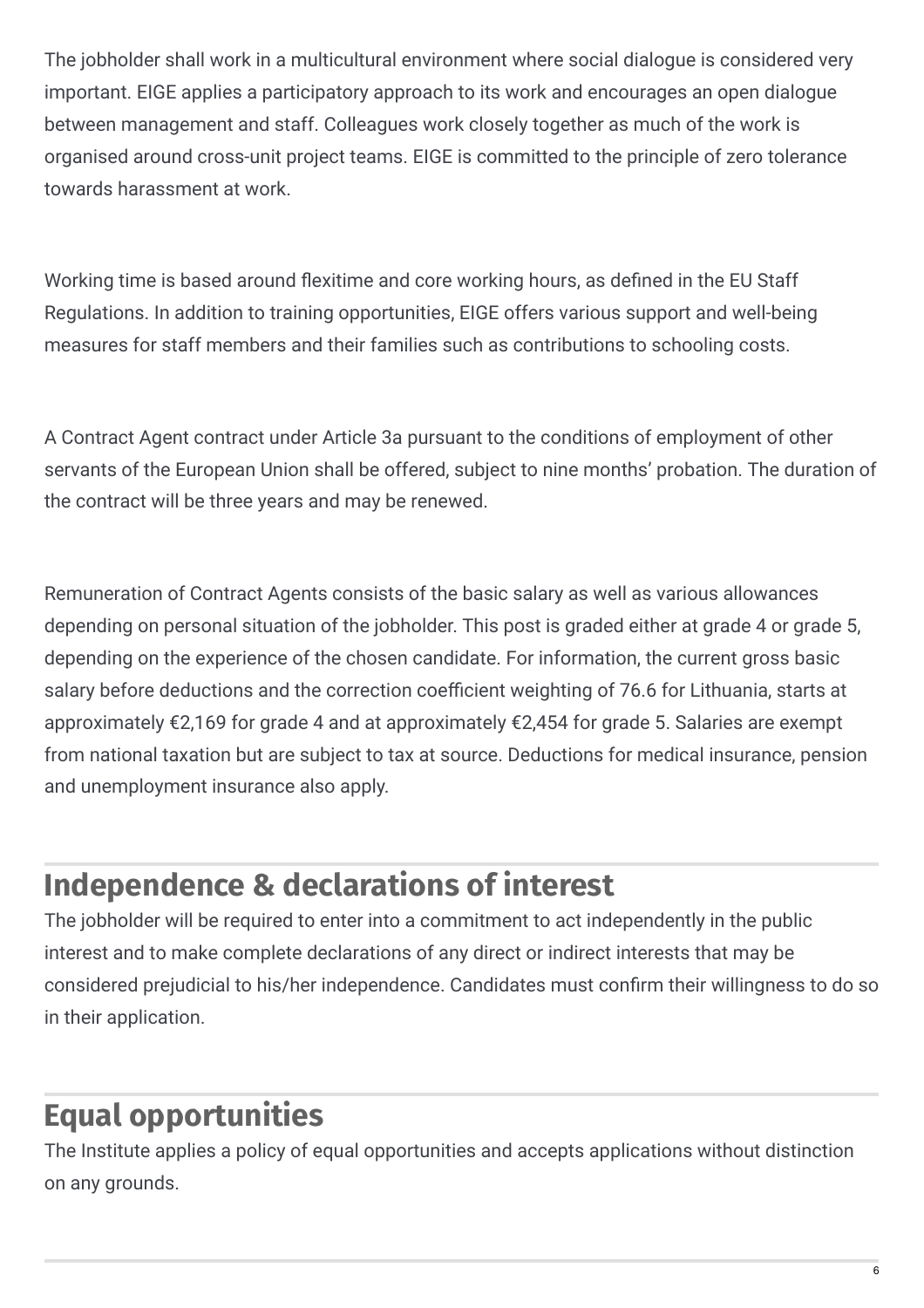The jobholder shall work in a multicultural environment where social dialogue is considered very important. EIGE applies a participatory approach to its work and encourages an open dialogue between management and staff. Colleagues work closely together as much of the work is organised around cross-unit project teams. EIGE is committed to the principle of zero tolerance towards harassment at work.

Working time is based around flexitime and core working hours, as defined in the EU Staff Regulations. In addition to training opportunities, EIGE offers various support and well-being measures for staff members and their families such as contributions to schooling costs.

A Contract Agent contract under Article 3a pursuant to the conditions of employment of other servants of the European Union shall be offered, subject to nine months' probation. The duration of the contract will be three years and may be renewed.

Remuneration of Contract Agents consists of the basic salary as well as various allowances depending on personal situation of the jobholder. This post is graded either at grade 4 or grade 5, depending on the experience of the chosen candidate. For information, the current gross basic salary before deductions and the correction coefficient weighting of 76.6 for Lithuania, starts at approximately €2,169 for grade 4 and at approximately €2,454 for grade 5. Salaries are exempt from national taxation but are subject to tax at source. Deductions for medical insurance, pension and unemployment insurance also apply.

## Independence & declarations of interest

The jobholder will be required to enter into a commitment to act independently in the public interest and to make complete declarations of any direct or indirect interests that may be considered prejudicial to his/her independence. Candidates must confirm their willingness to do so in their application.

## Equal opportunities

The Institute applies a policy of equal opportunities and accepts applications without distinction on any grounds.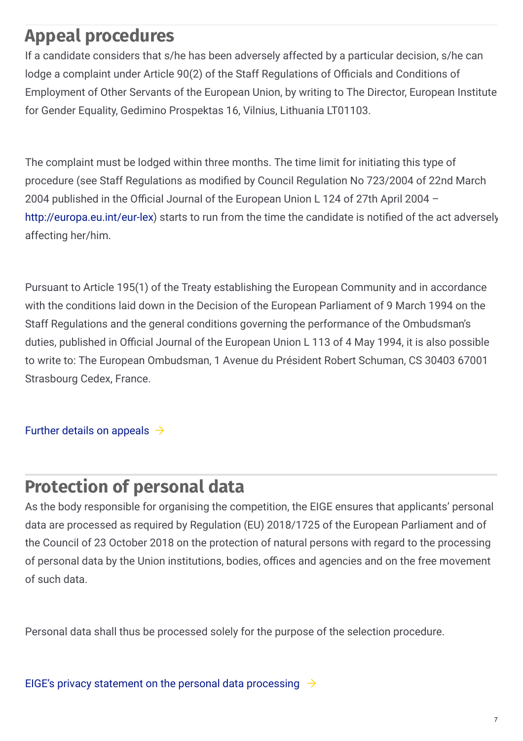## Appeal procedures

If a candidate considers that s/he has been adversely affected by a particular decision, s/he can lodge a complaint under Article 90(2) of the Staff Regulations of Officials and Conditions of Employment of Other Servants of the European Union, by writing to The Director, European Institute for Gender Equality, Gedimino Prospektas 16, Vilnius, Lithuania LT01103.

The complaint must be lodged within three months. The time limit for initiating this type of procedure (see Staff Regulations as modified by Council Regulation No 723/2004 of 22nd March 2004 published in the Official Journal of the European Union L 124 of 27th April 2004 – http://europa.eu.int/eur-lex) starts to run from the time the candidate is notified of the act adversely affecting her/him.

Pursuant to Article 195(1) of the Treaty establishing the European Community and in accordance with the conditions laid down in the Decision of the European Parliament of 9 March 1994 on the Staff Regulations and the general conditions governing the performance of the Ombudsman's duties, published in Official Journal of the European Union L 113 of 4 May 1994, it is also possible to write to: The European Ombudsman, 1 Avenue du Président Robert Schuman, CS 30403 67001 Strasbourg Cedex, France.

Further details on appeals →

## Protection of personal data

As the body responsible for organising the competition, the EIGE ensures that applicants' personal data are processed as required by Regulation (EU) 2018/1725 of the European Parliament and of the Council of 23 October 2018 on the protection of natural persons with regard to the processing of personal data by the Union institutions, bodies, offices and agencies and on the free movement of such data.

Personal data shall thus be processed solely for the purpose of the selection procedure.

EIGE's privacy statement on the personal data processing →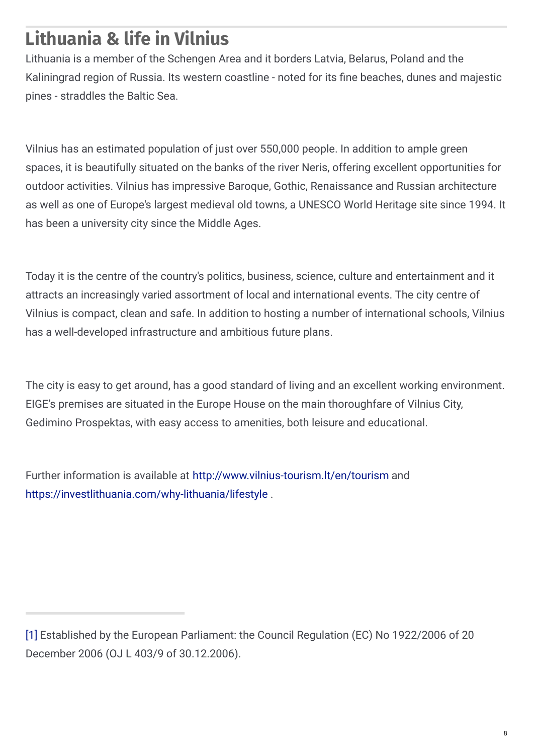## Lithuania & life in Vilnius

Lithuania is a member of the Schengen Area and it borders Latvia, Belarus, Poland and the Kaliningrad region of Russia. Its western coastline - noted for its fine beaches, dunes and majestic pines - straddles the Baltic Sea.

Vilnius has an estimated population of just over 550,000 people. In addition to ample green spaces, it is beautifully situated on the banks of the river Neris, offering excellent opportunities for outdoor activities. Vilnius has impressive Baroque, Gothic, Renaissance and Russian architecture as well as one of Europe's largest medieval old towns, a UNESCO World Heritage site since 1994. It has been a university city since the Middle Ages.

Today it is the centre of the country's politics, business, science, culture and entertainment and it attracts an increasingly varied assortment of local and international events. The city centre of Vilnius is compact, clean and safe. In addition to hosting a number of international schools, Vilnius has a well-developed infrastructure and ambitious future plans.

The city is easy to get around, has a good standard of living and an excellent working environment. EIGE's premises are situated in the Europe House on the main thoroughfare of Vilnius City, Gedimino Prospektas, with easy access to amenities, both leisure and educational.

Further information is available at http://www.vilnius-tourism.lt/en/tourism and https://investlithuania.com/why-lithuania/lifestyle .

---

[1] Established by the European Parliament: the Council Regulation (EC) No 1922/2006 of 20 December 2006 (OJ L 403/9 of 30.12.2006).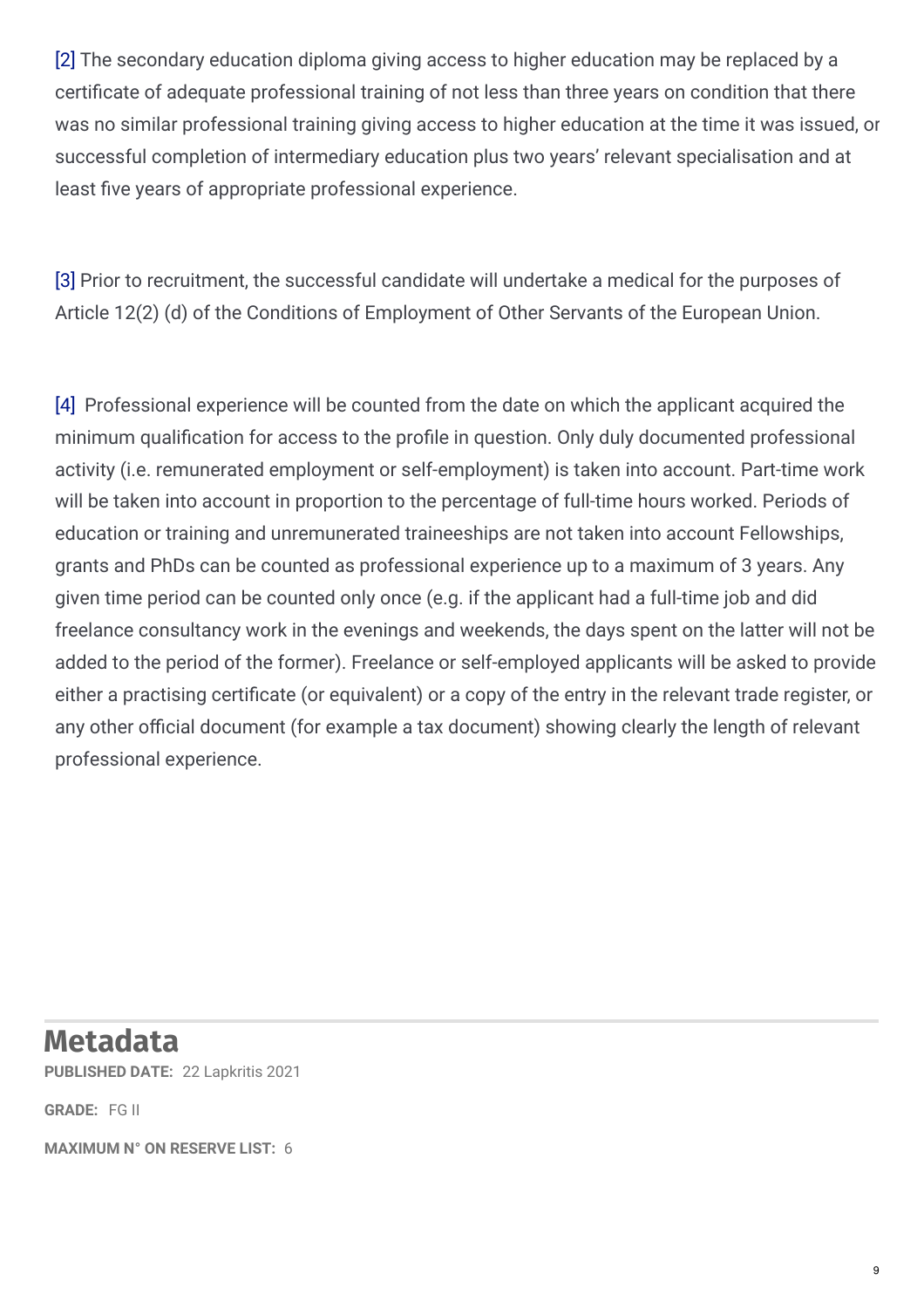[2] The secondary education diploma giving access to higher education may be replaced by a certificate of adequate professional training of not less than three years on condition that there was no similar professional training giving access to higher education at the time it was issued, or successful completion of intermediary education plus two years' relevant specialisation and at least five years of appropriate professional experience.

[3] Prior to recruitment, the successful candidate will undertake a medical for the purposes of Article 12(2) (d) of the Conditions of Employment of Other Servants of the European Union.

[4] Professional experience will be counted from the date on which the applicant acquired the minimum qualification for access to the profile in question. Only duly documented professional activity (i.e. remunerated employment or self-employment) is taken into account. Part-time work will be taken into account in proportion to the percentage of full-time hours worked. Periods of education or training and unremunerated traineeships are not taken into account Fellowships, grants and PhDs can be counted as professional experience up to a maximum of 3 years. Any given time period can be counted only once (e.g. if the applicant had a full-time job and did freelance consultancy work in the evenings and weekends, the days spent on the latter will not be added to the period of the former). Freelance or self-employed applicants will be asked to provide either a practising certificate (or equivalent) or a copy of the entry in the relevant trade register, or any other official document (for example a tax document) showing clearly the length of relevant professional experience.

## Metadata

**PUBLISHED DATE:** 22 Lapkritis 2021

**GRADE:** FG II

**MAXIMUM N° ON RESERVE LIST:** 6